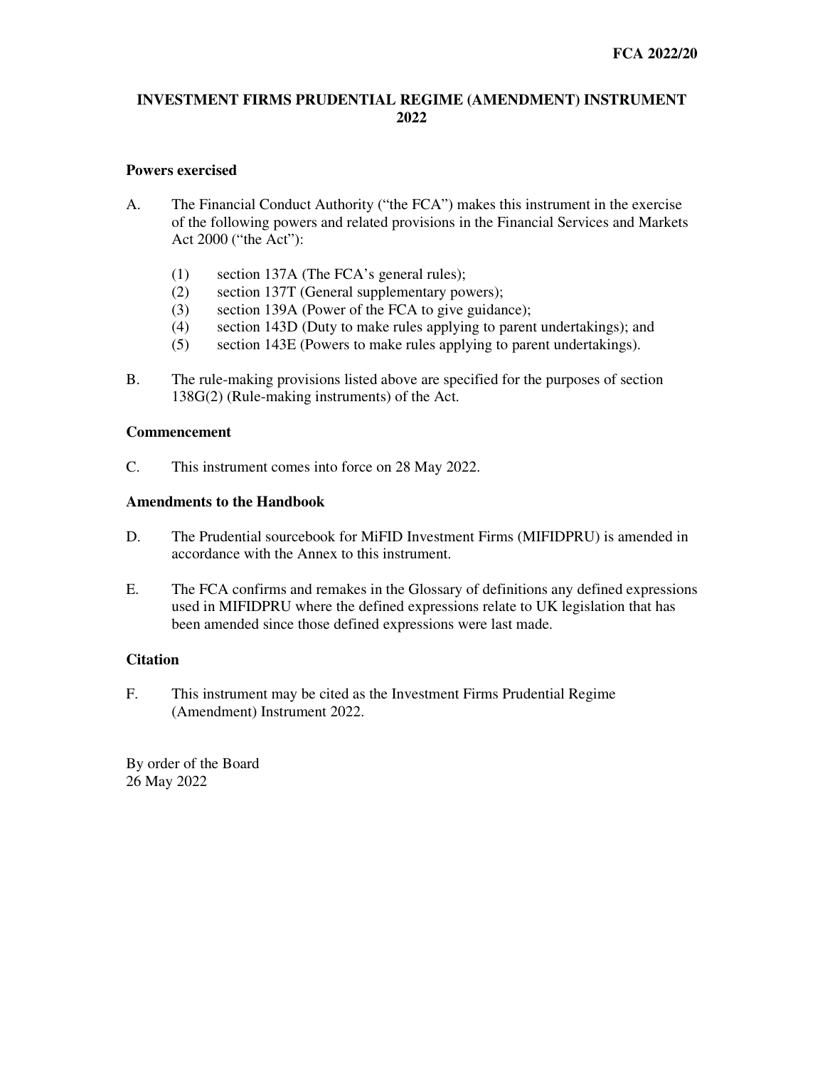**FCA 2022/20**

# INVESTMENT FIRMS PRUDENTIAL REGIME (AMENDMENT) INSTRUMENT 2022

## Powers exercised

A. The Financial Conduct Authority ("the FCA") makes this instrument in the exercise of the following powers and related provisions in the Financial Services and Markets Act 2000 ("the Act"):

   (1) section 137A (The FCA's general rules);
   (2) section 137T (General supplementary powers);
   (3) section 139A (Power of the FCA to give guidance);
   (4) section 143D (Duty to make rules applying to parent undertakings); and
   (5) section 143E (Powers to make rules applying to parent undertakings).

B. The rule-making provisions listed above are specified for the purposes of section 138G(2) (Rule-making instruments) of the Act.

## Commencement

C. This instrument comes into force on 28 May 2022.

## Amendments to the Handbook

D. The Prudential sourcebook for MiFID Investment Firms (MIFIDPRU) is amended in accordance with the Annex to this instrument.

E. The FCA confirms and remakes in the Glossary of definitions any defined expressions used in MIFIDPRU where the defined expressions relate to UK legislation that has been amended since those defined expressions were last made.

## Citation

F. This instrument may be cited as the Investment Firms Prudential Regime (Amendment) Instrument 2022.

By order of the Board
26 May 2022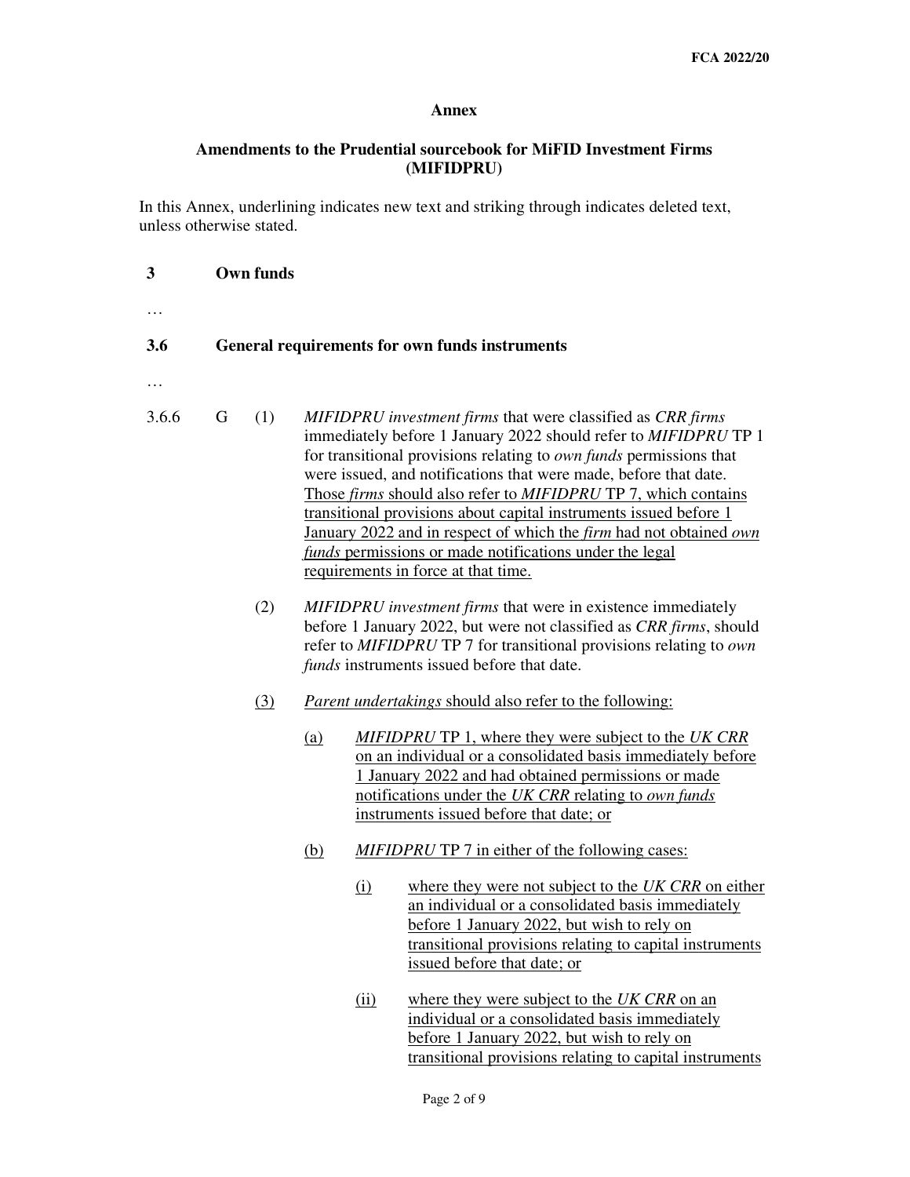**Annex**

**Amendments to the Prudential sourcebook for MiFID Investment Firms (MIFIDPRU)**

In this Annex, underlining indicates new text and striking through indicates deleted text, unless otherwise stated.

**3 Own funds**

…

**3.6 General requirements for own funds instruments**

…

3.6.6 G

(1) *MIFIDPRU investment firms* that were classified as *CRR firms* immediately before 1 January 2022 should refer to *MIFIDPRU* TP 1 for transitional provisions relating to *own funds* permissions that were issued, and notifications that were made, before that date. Those *firms* should also refer to *MIFIDPRU* TP 7, which contains transitional provisions about capital instruments issued before 1 January 2022 and in respect of which the *firm* had not obtained *own funds* permissions or made notifications under the legal requirements in force at that time.

(2) *MIFIDPRU investment firms* that were in existence immediately before 1 January 2022, but were not classified as *CRR firms*, should refer to *MIFIDPRU* TP 7 for transitional provisions relating to *own funds* instruments issued before that date.

(3) *Parent undertakings* should also refer to the following:

(a) *MIFIDPRU* TP 1, where they were subject to the *UK CRR* on an individual or a consolidated basis immediately before 1 January 2022 and had obtained permissions or made notifications under the *UK CRR* relating to *own funds* instruments issued before that date; or

(b) *MIFIDPRU* TP 7 in either of the following cases:

(i) where they were not subject to the *UK CRR* on either an individual or a consolidated basis immediately before 1 January 2022, but wish to rely on transitional provisions relating to capital instruments issued before that date; or

(ii) where they were subject to the *UK CRR* on an individual or a consolidated basis immediately before 1 January 2022, but wish to rely on transitional provisions relating to capital instruments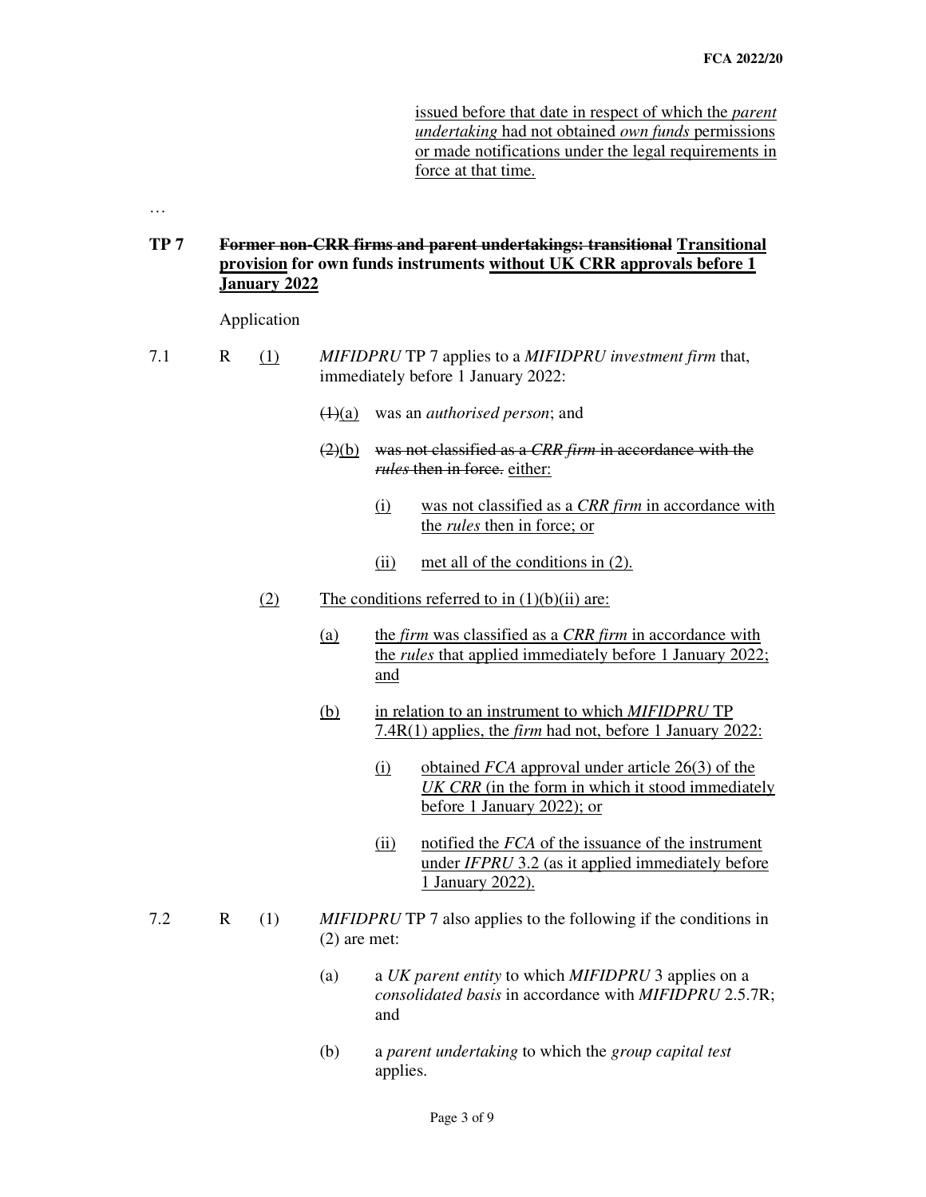issued before that date in respect of which the *parent undertaking* had not obtained *own funds* permissions or made notifications under the legal requirements in force at that time.

…

**TP 7 ~~Former non-CRR firms and parent undertakings: transitional~~ Transitional provision for own funds instruments without UK CRR approvals before 1 January 2022**

Application

7.1 R (1) *MIFIDPRU* TP 7 applies to a *MIFIDPRU investment firm* that, immediately before 1 January 2022:

- ~~(1)~~(a) was an *authorised person*; and
- ~~(2)~~(b) ~~was not classified as a *CRR firm* in accordance with the *rules* then in force.~~ either:
  - (i) was not classified as a *CRR firm* in accordance with the *rules* then in force; or
  - (ii) met all of the conditions in (2).

(2) The conditions referred to in (1)(b)(ii) are:

- (a) the *firm* was classified as a *CRR firm* in accordance with the *rules* that applied immediately before 1 January 2022; and
- (b) in relation to an instrument to which *MIFIDPRU* TP 7.4R(1) applies, the *firm* had not, before 1 January 2022:
  - (i) obtained *FCA* approval under article 26(3) of the *UK CRR* (in the form in which it stood immediately before 1 January 2022); or
  - (ii) notified the *FCA* of the issuance of the instrument under *IFPRU* 3.2 (as it applied immediately before 1 January 2022).

7.2 R (1) *MIFIDPRU* TP 7 also applies to the following if the conditions in (2) are met:

- (a) a *UK parent entity* to which *MIFIDPRU* 3 applies on a *consolidated basis* in accordance with *MIFIDPRU* 2.5.7R; and
- (b) a *parent undertaking* to which the *group capital test* applies.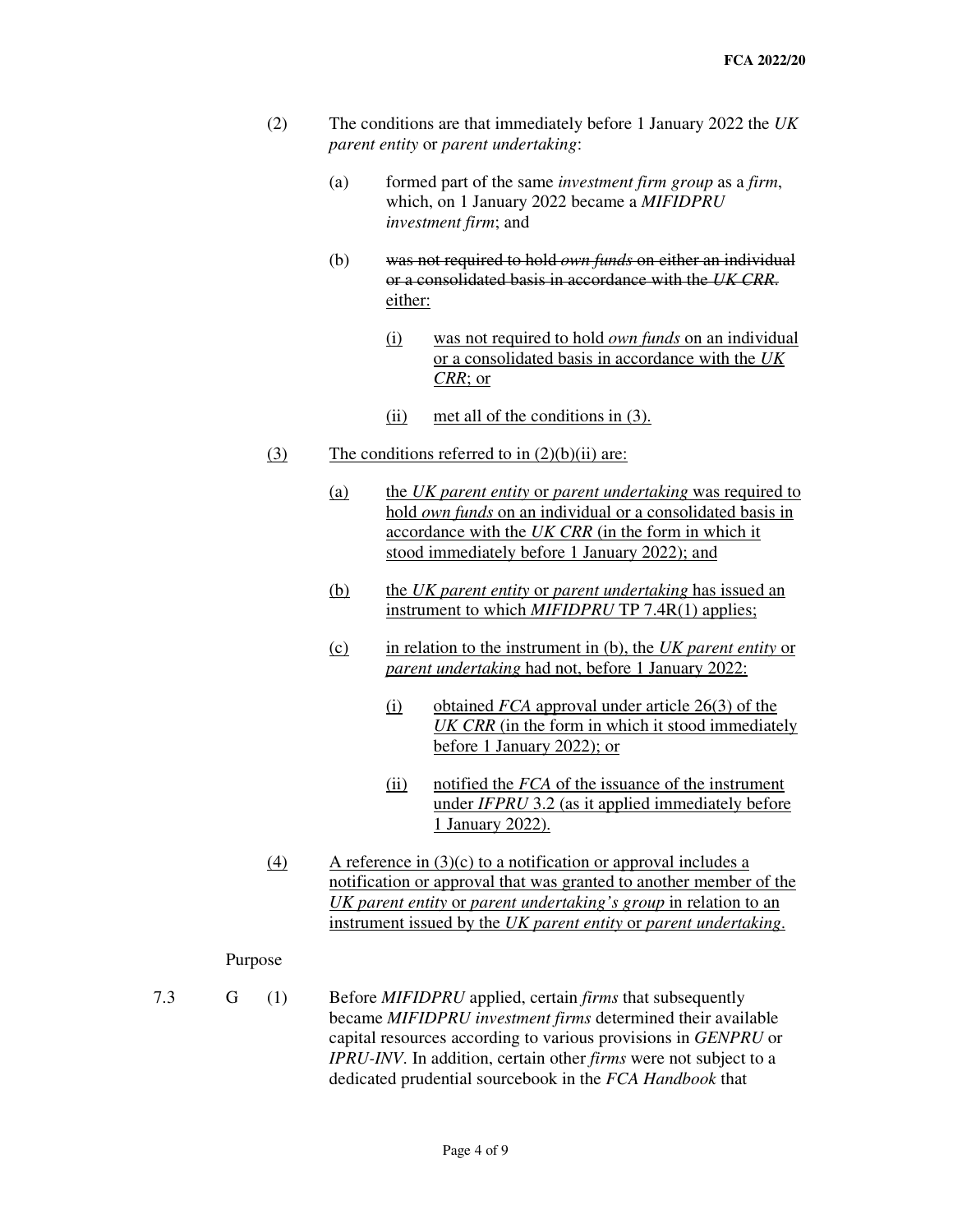(2) The conditions are that immediately before 1 January 2022 the *UK parent entity* or *parent undertaking*:

(a) formed part of the same *investment firm group* as a *firm*, which, on 1 January 2022 became a *MIFIDPRU investment firm*; and

(b) ~~was not required to hold *own funds* on either an individual or a consolidated basis in accordance with the *UK CRR*.~~ <u>either:</u>

<u>(i) was not required to hold *own funds* on an individual or a consolidated basis in accordance with the *UK CRR*; or</u>

<u>(ii) met all of the conditions in (3).</u>

<u>(3) The conditions referred to in (2)(b)(ii) are:</u>

<u>(a) the *UK parent entity* or *parent undertaking* was required to hold *own funds* on an individual or a consolidated basis in accordance with the *UK CRR* (in the form in which it stood immediately before 1 January 2022); and</u>

<u>(b) the *UK parent entity* or *parent undertaking* has issued an instrument to which *MIFIDPRU* TP 7.4R(1) applies;</u>

<u>(c) in relation to the instrument in (b), the *UK parent entity* or *parent undertaking* had not, before 1 January 2022:</u>

<u>(i) obtained *FCA* approval under article 26(3) of the *UK CRR* (in the form in which it stood immediately before 1 January 2022); or</u>

<u>(ii) notified the *FCA* of the issuance of the instrument under *IFPRU* 3.2 (as it applied immediately before 1 January 2022).</u>

<u>(4) A reference in (3)(c) to a notification or approval includes a notification or approval that was granted to another member of the *UK parent entity* or *parent undertaking's group* in relation to an instrument issued by the *UK parent entity* or *parent undertaking*.</u>

Purpose

7.3 G (1) Before *MIFIDPRU* applied, certain *firms* that subsequently became *MIFIDPRU investment firms* determined their available capital resources according to various provisions in *GENPRU* or *IPRU-INV*. In addition, certain other *firms* were not subject to a dedicated prudential sourcebook in the *FCA Handbook* that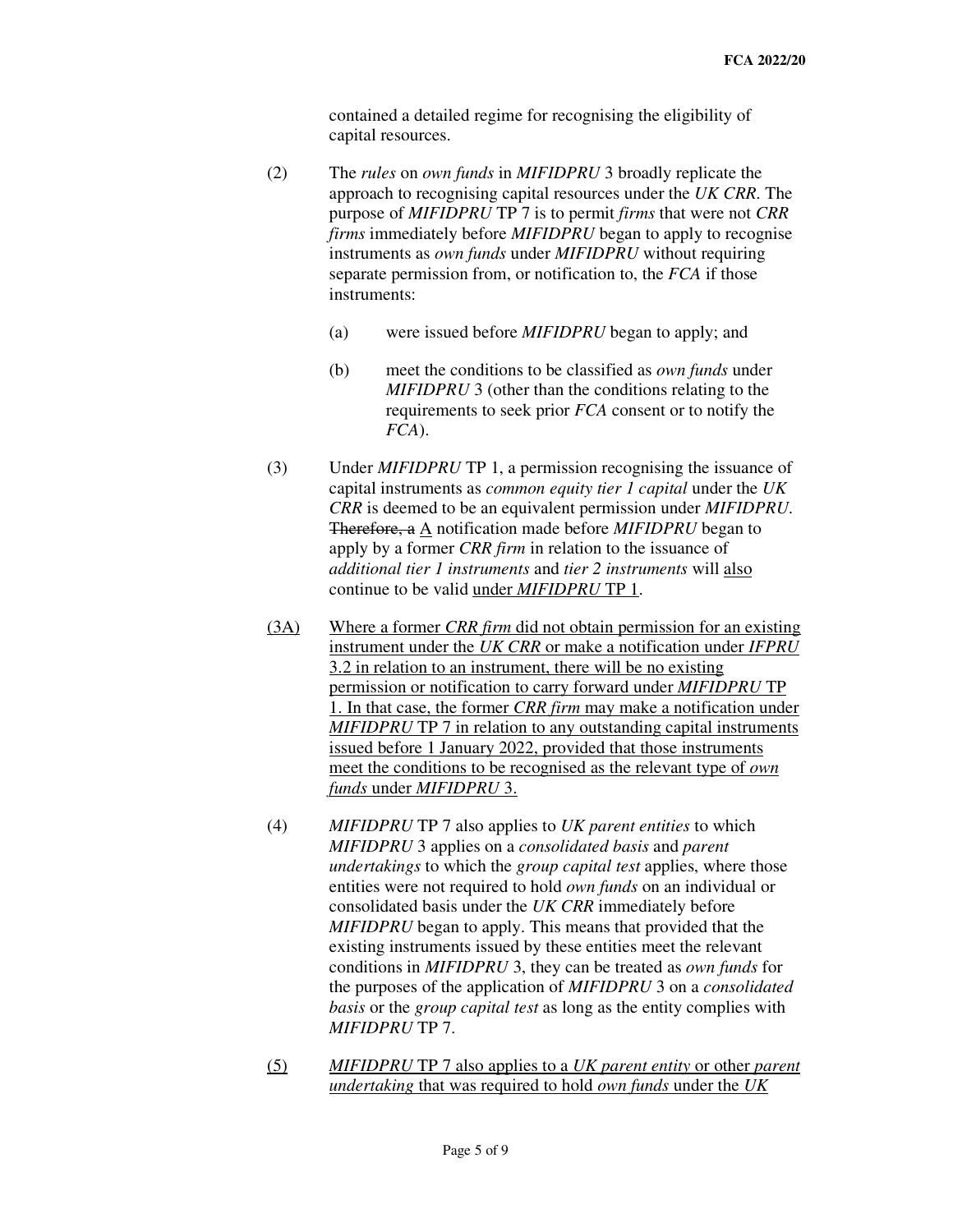contained a detailed regime for recognising the eligibility of capital resources.

(2) The *rules* on *own funds* in *MIFIDPRU* 3 broadly replicate the approach to recognising capital resources under the *UK CRR*. The purpose of *MIFIDPRU* TP 7 is to permit *firms* that were not *CRR firms* immediately before *MIFIDPRU* began to apply to recognise instruments as *own funds* under *MIFIDPRU* without requiring separate permission from, or notification to, the *FCA* if those instruments:

(a) were issued before *MIFIDPRU* began to apply; and

(b) meet the conditions to be classified as *own funds* under *MIFIDPRU* 3 (other than the conditions relating to the requirements to seek prior *FCA* consent or to notify the *FCA*).

(3) Under *MIFIDPRU* TP 1, a permission recognising the issuance of capital instruments as *common equity tier 1 capital* under the *UK CRR* is deemed to be an equivalent permission under *MIFIDPRU*. ~~Therefore, a~~ <u>A</u> notification made before *MIFIDPRU* began to apply by a former *CRR firm* in relation to the issuance of *additional tier 1 instruments* and *tier 2 instruments* will <u>also</u> continue to be valid <u>under *MIFIDPRU* TP 1</u>.

<u>(3A)</u> <u>Where a former *CRR firm* did not obtain permission for an existing instrument under the *UK CRR* or make a notification under *IFPRU* 3.2 in relation to an instrument, there will be no existing permission or notification to carry forward under *MIFIDPRU* TP 1. In that case, the former *CRR firm* may make a notification under *MIFIDPRU* TP 7 in relation to any outstanding capital instruments issued before 1 January 2022, provided that those instruments meet the conditions to be recognised as the relevant type of *own funds* under *MIFIDPRU* 3.</u>

(4) *MIFIDPRU* TP 7 also applies to *UK parent entities* to which *MIFIDPRU* 3 applies on a *consolidated basis* and *parent undertakings* to which the *group capital test* applies, where those entities were not required to hold *own funds* on an individual or consolidated basis under the *UK CRR* immediately before *MIFIDPRU* began to apply. This means that provided that the existing instruments issued by these entities meet the relevant conditions in *MIFIDPRU* 3, they can be treated as *own funds* for the purposes of the application of *MIFIDPRU* 3 on a *consolidated basis* or the *group capital test* as long as the entity complies with *MIFIDPRU* TP 7.

<u>(5)</u> <u>*MIFIDPRU* TP 7 also applies to a *UK parent entity* or other *parent undertaking* that was required to hold *own funds* under the *UK*</u>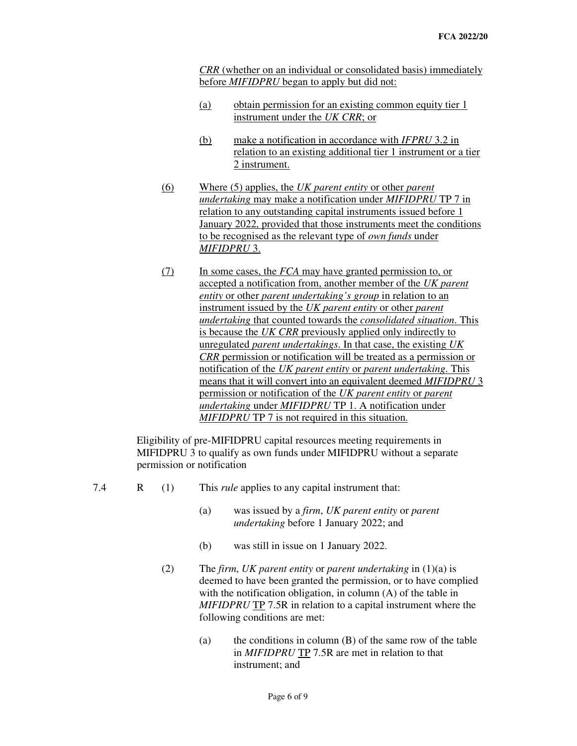*CRR* (whether on an individual or consolidated basis) immediately before *MIFIDPRU* began to apply but did not:

(a) obtain permission for an existing common equity tier 1 instrument under the *UK CRR*; or

(b) make a notification in accordance with *IFPRU* 3.2 in relation to an existing additional tier 1 instrument or a tier 2 instrument.

(6) Where (5) applies, the *UK parent entity* or other *parent undertaking* may make a notification under *MIFIDPRU* TP 7 in relation to any outstanding capital instruments issued before 1 January 2022, provided that those instruments meet the conditions to be recognised as the relevant type of *own funds* under *MIFIDPRU* 3.

(7) In some cases, the *FCA* may have granted permission to, or accepted a notification from, another member of the *UK parent entity* or other *parent undertaking's group* in relation to an instrument issued by the *UK parent entity* or other *parent undertaking* that counted towards the *consolidated situation*. This is because the *UK CRR* previously applied only indirectly to unregulated *parent undertakings*. In that case, the existing *UK CRR* permission or notification will be treated as a permission or notification of the *UK parent entity* or *parent undertaking*. This means that it will convert into an equivalent deemed *MIFIDPRU* 3 permission or notification of the *UK parent entity* or *parent undertaking* under *MIFIDPRU* TP 1. A notification under *MIFIDPRU* TP 7 is not required in this situation.

Eligibility of pre-MIFIDPRU capital resources meeting requirements in MIFIDPRU 3 to qualify as own funds under MIFIDPRU without a separate permission or notification

7.4 R (1) This *rule* applies to any capital instrument that:

(a) was issued by a *firm*, *UK parent entity* or *parent undertaking* before 1 January 2022; and

(b) was still in issue on 1 January 2022.

(2) The *firm*, *UK parent entity* or *parent undertaking* in (1)(a) is deemed to have been granted the permission, or to have complied with the notification obligation, in column (A) of the table in *MIFIDPRU* TP 7.5R in relation to a capital instrument where the following conditions are met:

(a) the conditions in column (B) of the same row of the table in *MIFIDPRU* TP 7.5R are met in relation to that instrument; and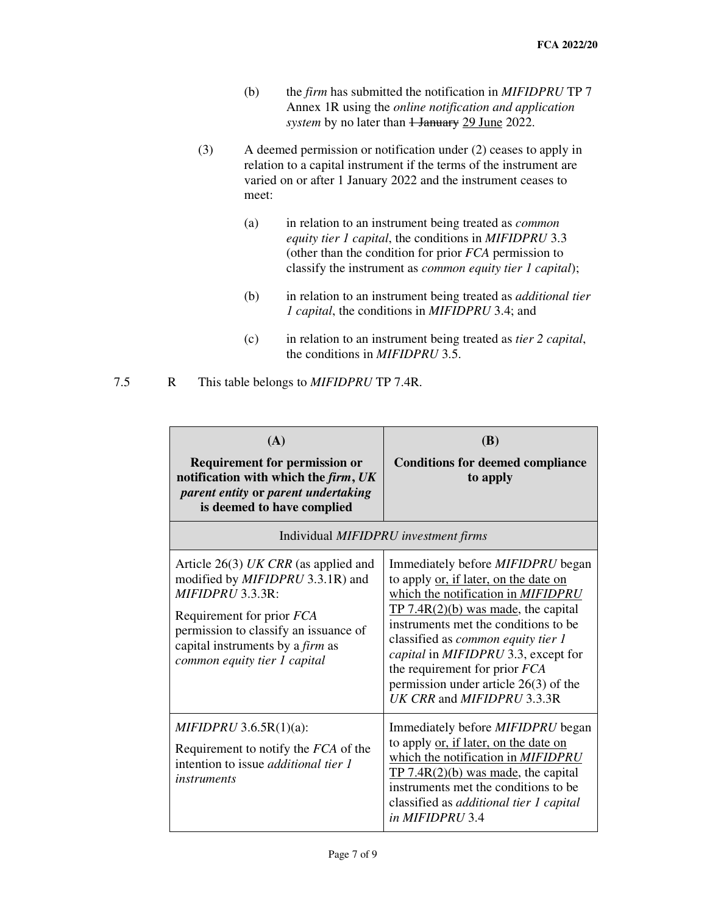(b) the *firm* has submitted the notification in *MIFIDPRU* TP 7 Annex 1R using the *online notification and application system* by no later than ~~1 January~~ <u>29 June</u> 2022.

(3) A deemed permission or notification under (2) ceases to apply in relation to a capital instrument if the terms of the instrument are varied on or after 1 January 2022 and the instrument ceases to meet:

(a) in relation to an instrument being treated as *common equity tier 1 capital*, the conditions in *MIFIDPRU* 3.3 (other than the condition for prior *FCA* permission to classify the instrument as *common equity tier 1 capital*);

(b) in relation to an instrument being treated as *additional tier 1 capital*, the conditions in *MIFIDPRU* 3.4; and

(c) in relation to an instrument being treated as *tier 2 capital*, the conditions in *MIFIDPRU* 3.5.

7.5 R This table belongs to *MIFIDPRU* TP 7.4R.

| **(A)** **Requirement for permission or notification with which the *firm*, *UK parent entity* or *parent undertaking* is deemed to have complied** | **(B)** **Conditions for deemed compliance to apply** |
|---|---|
| Individual *MIFIDPRU investment firms* | |
| Article 26(3) *UK CRR* (as applied and modified by *MIFIDPRU* 3.3.1R) and *MIFIDPRU* 3.3.3R: Requirement for prior *FCA* permission to classify an issuance of capital instruments by a *firm* as *common equity tier 1 capital* | Immediately before *MIFIDPRU* began to apply <u>or, if later, on the date on which the notification in *MIFIDPRU* TP 7.4R(2)(b) was made</u>, the capital instruments met the conditions to be classified as *common equity tier 1 capital* in *MIFIDPRU* 3.3, except for the requirement for prior *FCA* permission under article 26(3) of the *UK CRR* and *MIFIDPRU* 3.3.3R |
| *MIFIDPRU* 3.6.5R(1)(a): Requirement to notify the *FCA* of the intention to issue *additional tier 1 instruments* | Immediately before *MIFIDPRU* began to apply <u>or, if later, on the date on which the notification in *MIFIDPRU* TP 7.4R(2)(b) was made</u>, the capital instruments met the conditions to be classified as *additional tier 1 capital in MIFIDPRU* 3.4 |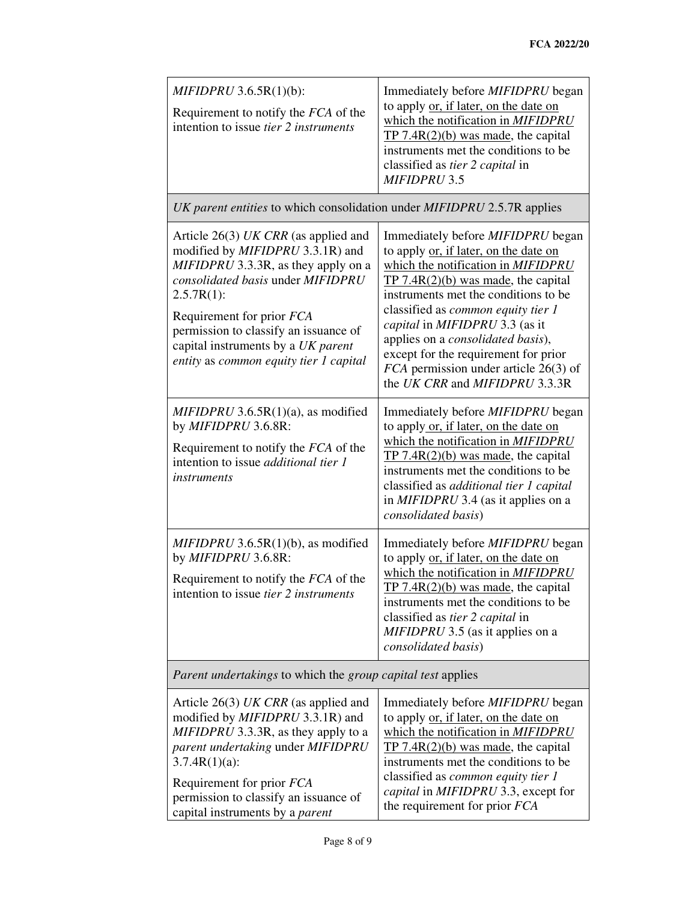| | |
|---|---|
| *MIFIDPRU* 3.6.5R(1)(b): Requirement to notify the *FCA* of the intention to issue *tier 2 instruments* | Immediately before *MIFIDPRU* began to apply <u>or, if later, on the date on which the notification in *MIFIDPRU* TP 7.4R(2)(b) was made</u>, the capital instruments met the conditions to be classified as *tier 2 capital* in *MIFIDPRU* 3.5 |
| *UK parent entities* to which consolidation under *MIFIDPRU* 2.5.7R applies | |
| Article 26(3) *UK CRR* (as applied and modified by *MIFIDPRU* 3.3.1R) and *MIFIDPRU* 3.3.3R, as they apply on a *consolidated basis* under *MIFIDPRU* 2.5.7R(1): Requirement for prior *FCA* permission to classify an issuance of capital instruments by a *UK parent entity* as *common equity tier 1 capital* | Immediately before *MIFIDPRU* began to apply <u>or, if later, on the date on which the notification in *MIFIDPRU* TP 7.4R(2)(b) was made</u>, the capital instruments met the conditions to be classified as *common equity tier 1 capital* in *MIFIDPRU* 3.3 (as it applies on a *consolidated basis*), except for the requirement for prior *FCA* permission under article 26(3) of the *UK CRR* and *MIFIDPRU* 3.3.3R |
| *MIFIDPRU* 3.6.5R(1)(a), as modified by *MIFIDPRU* 3.6.8R: Requirement to notify the *FCA* of the intention to issue *additional tier 1 instruments* | Immediately before *MIFIDPRU* began to apply <u>or, if later, on the date on which the notification in *MIFIDPRU* TP 7.4R(2)(b) was made</u>, the capital instruments met the conditions to be classified as *additional tier 1 capital* in *MIFIDPRU* 3.4 (as it applies on a *consolidated basis*) |
| *MIFIDPRU* 3.6.5R(1)(b), as modified by *MIFIDPRU* 3.6.8R: Requirement to notify the *FCA* of the intention to issue *tier 2 instruments* | Immediately before *MIFIDPRU* began to apply <u>or, if later, on the date on which the notification in *MIFIDPRU* TP 7.4R(2)(b) was made</u>, the capital instruments met the conditions to be classified as *tier 2 capital* in *MIFIDPRU* 3.5 (as it applies on a *consolidated basis*) |
| *Parent undertakings* to which the *group capital test* applies | |
| Article 26(3) *UK CRR* (as applied and modified by *MIFIDPRU* 3.3.1R) and *MIFIDPRU* 3.3.3R, as they apply to a *parent undertaking* under *MIFIDPRU* 3.7.4R(1)(a): Requirement for prior *FCA* permission to classify an issuance of capital instruments by a *parent* | Immediately before *MIFIDPRU* began to apply <u>or, if later, on the date on which the notification in *MIFIDPRU* TP 7.4R(2)(b) was made</u>, the capital instruments met the conditions to be classified as *common equity tier 1 capital* in *MIFIDPRU* 3.3, except for the requirement for prior *FCA* |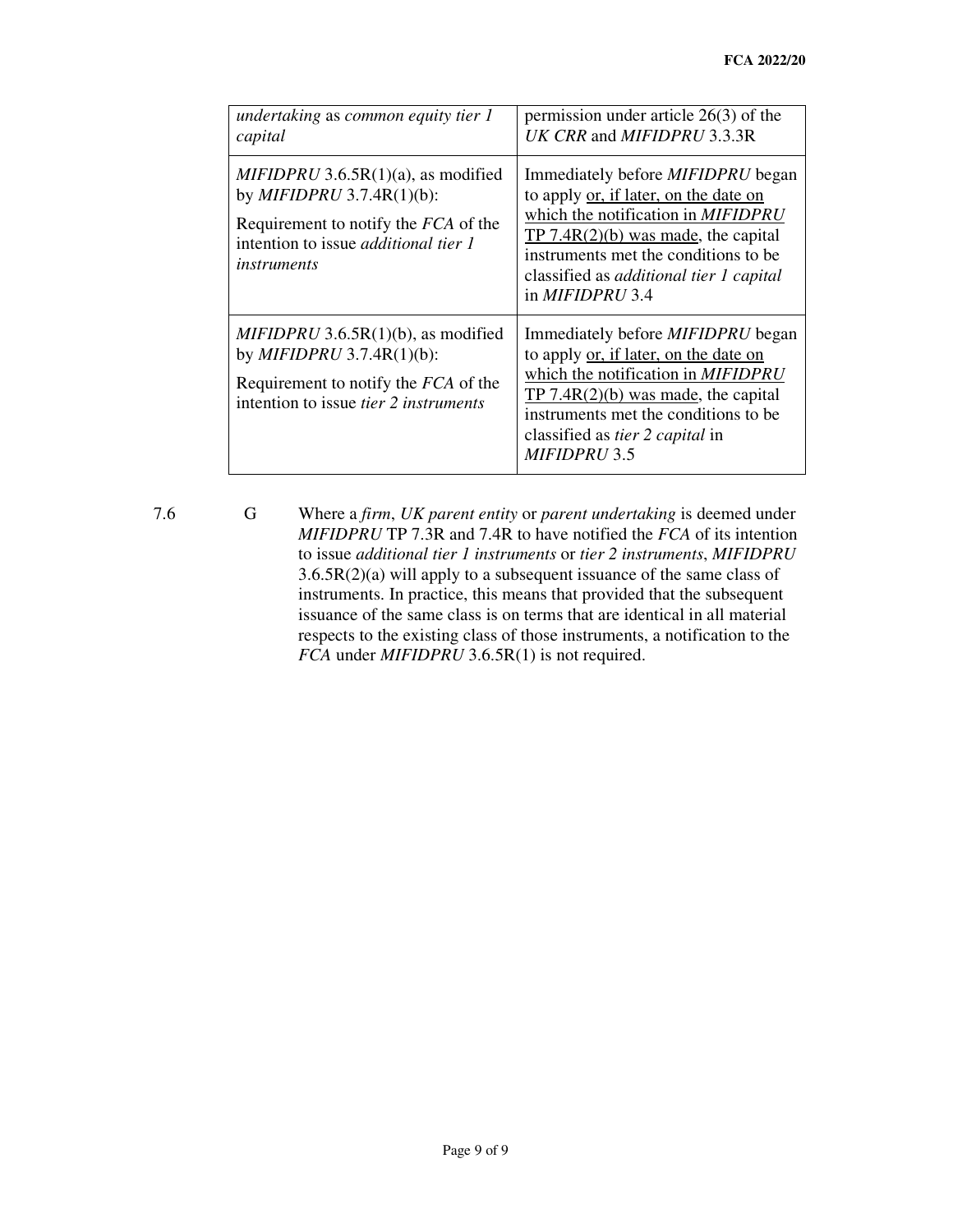| | |
|---|---|
| *undertaking* as *common equity tier 1 capital* | permission under article 26(3) of the *UK CRR* and *MIFIDPRU* 3.3.3R |
| *MIFIDPRU* 3.6.5R(1)(a), as modified by *MIFIDPRU* 3.7.4R(1)(b): Requirement to notify the *FCA* of the intention to issue *additional tier 1 instruments* | Immediately before *MIFIDPRU* began to apply <u>or, if later, on the date on which the notification in *MIFIDPRU* TP 7.4R(2)(b) was made</u>, the capital instruments met the conditions to be classified as *additional tier 1 capital* in *MIFIDPRU* 3.4 |
| *MIFIDPRU* 3.6.5R(1)(b), as modified by *MIFIDPRU* 3.7.4R(1)(b): Requirement to notify the *FCA* of the intention to issue *tier 2 instruments* | Immediately before *MIFIDPRU* began to apply <u>or, if later, on the date on which the notification in *MIFIDPRU* TP 7.4R(2)(b) was made</u>, the capital instruments met the conditions to be classified as *tier 2 capital* in *MIFIDPRU* 3.5 |

7.6 G Where a *firm*, *UK parent entity* or *parent undertaking* is deemed under *MIFIDPRU* TP 7.3R and 7.4R to have notified the *FCA* of its intention to issue *additional tier 1 instruments* or *tier 2 instruments*, *MIFIDPRU* 3.6.5R(2)(a) will apply to a subsequent issuance of the same class of instruments. In practice, this means that provided that the subsequent issuance of the same class is on terms that are identical in all material respects to the existing class of those instruments, a notification to the *FCA* under *MIFIDPRU* 3.6.5R(1) is not required.